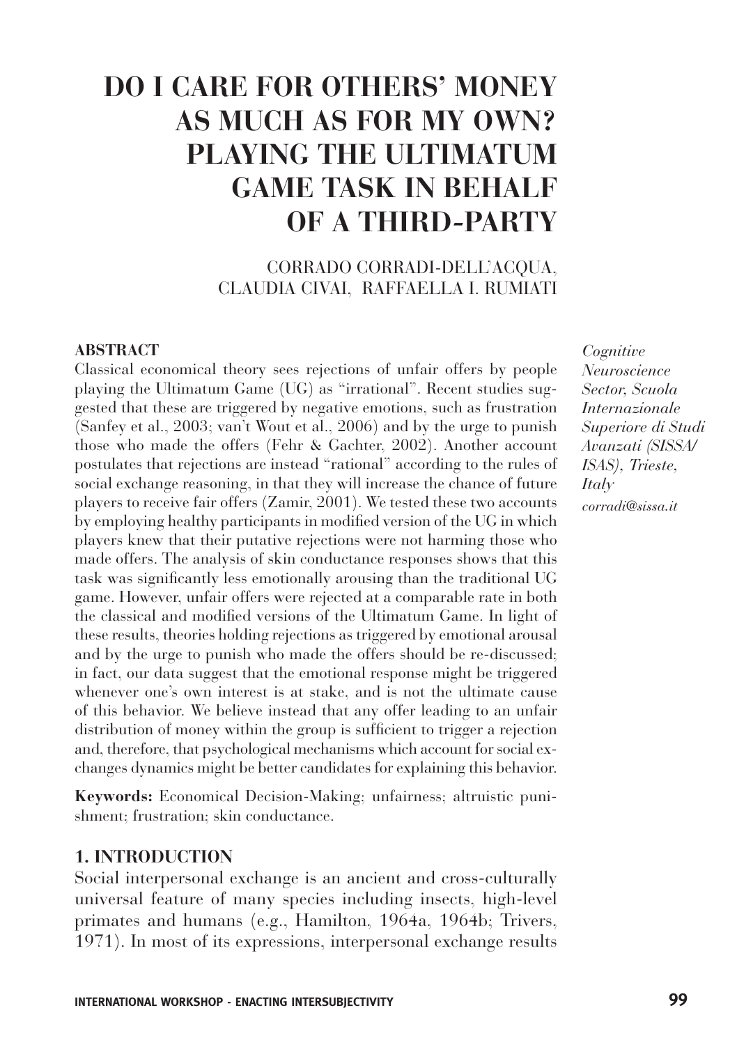# DO I CARE FOR OTHERS' MONEY AS MUCH AS FOR MY OWN? PLAYING THE ULTIMATUM GAME TASK IN BEHALF OF A THIRD-PARTY

CORRADO CORRADI-DELL'ACQUA, CLAUDIA CIVAI, RAFFAELLA I. RUMIATI

*Cognitive Neuroscience Sector, Scuola Internazionale Superiore di Studi Avanzati (SISSA/ ISAS), Trieste, Italy*

*corradi@sissa.it*

**ABSTRACT**

Classical economical theory sees rejections of unfair offers by people playing the Ultimatum Game (UG) as "irrational". Recent studies suggested that these are triggered by negative emotions, such as frustration (Sanfey et al., 2003; van't Wout et al., 2006) and by the urge to punish those who made the offers (Fehr & Gachter, 2002). Another account postulates that rejections are instead "rational" according to the rules of social exchange reasoning, in that they will increase the chance of future players to receive fair offers (Zamir, 2001). We tested these two accounts by employing healthy participants in modified version of the UG in which players knew that their putative rejections were not harming those who made offers. The analysis of skin conductance responses shows that this task was significantly less emotionally arousing than the traditional UG game. However, unfair offers were rejected at a comparable rate in both the classical and modified versions of the Ultimatum Game. In light of these results, theories holding rejections as triggered by emotional arousal and by the urge to punish who made the offers should be re-discussed; in fact, our data suggest that the emotional response might be triggered whenever one's own interest is at stake, and is not the ultimate cause of this behavior. We believe instead that any offer leading to an unfair distribution of money within the group is sufficient to trigger a rejection and, therefore, that psychological mechanisms which account for social exchanges dynamics might be better candidates for explaining this behavior.

**Keywords:** Economical Decision-Making; unfairness; altruistic punishment; frustration; skin conductance.

## 1. INTRODUCTION

Social interpersonal exchange is an ancient and cross-culturally universal feature of many species including insects, high-level primates and humans (e.g., Hamilton, 1964a, 1964b; Trivers, 1971). In most of its expressions, interpersonal exchange results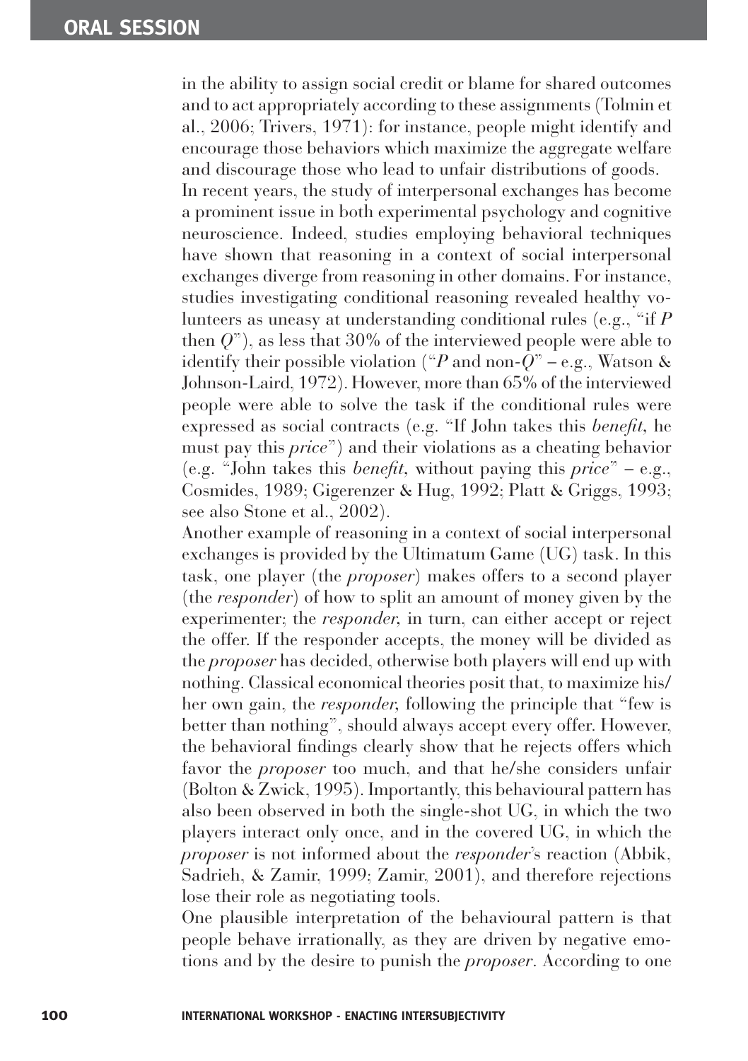in the ability to assign social credit or blame for shared outcomes and to act appropriately according to these assignments (Tolmin et al., 2006; Trivers, 1971): for instance, people might identify and encourage those behaviors which maximize the aggregate welfare and discourage those who lead to unfair distributions of goods.

In recent years, the study of interpersonal exchanges has become a prominent issue in both experimental psychology and cognitive neuroscience. Indeed, studies employing behavioral techniques have shown that reasoning in a context of social interpersonal exchanges diverge from reasoning in other domains. For instance, studies investigating conditional reasoning revealed healthy volunteers as uneasy at understanding conditional rules (e.g., "if *P* then *Q*"), as less that 30% of the interviewed people were able to identify their possible violation ("*P* and non-*Q*" – e.g., Watson & Johnson-Laird, 1972). However, more than 65% of the interviewed people were able to solve the task if the conditional rules were expressed as social contracts (e.g. "If John takes this *benefit*, he must pay this *price*") and their violations as a cheating behavior (e.g. "John takes this *benefit*, without paying this *price*" – e.g., Cosmides, 1989; Gigerenzer & Hug, 1992; Platt & Griggs, 1993; see also Stone et al., 2002).

Another example of reasoning in a context of social interpersonal exchanges is provided by the Ultimatum Game (UG) task. In this task, one player (the *proposer*) makes offers to a second player (the *responder*) of how to split an amount of money given by the experimenter; the *responder*, in turn, can either accept or reject the offer. If the responder accepts, the money will be divided as the *proposer* has decided, otherwise both players will end up with nothing. Classical economical theories posit that, to maximize his/her own gain, the *responder*, following the principle that "few is better than nothing", should always accept every offer. However, the behavioral findings clearly show that he rejects offers which favor the *proposer* too much, and that he/she considers unfair (Bolton & Zwick, 1995). Importantly, this behavioural pattern has also been observed in both the single-shot UG, in which the two players interact only once, and in the covered UG, in which the *proposer* is not informed about the *responder*'s reaction (Abbik, Sadrieh, & Zamir, 1999; Zamir, 2001), and therefore rejections lose their role as negotiating tools.

One plausible interpretation of the behavioural pattern is that people behave irrationally, as they are driven by negative emotions and by the desire to punish the *proposer*. According to one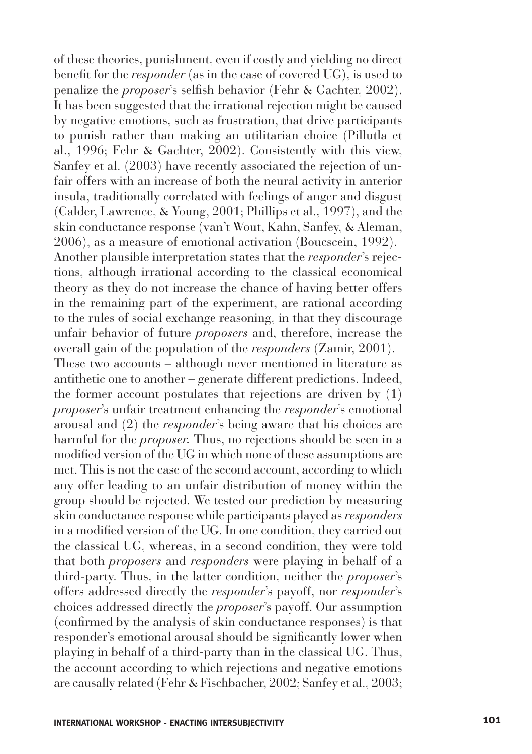of these theories, punishment, even if costly and yielding no direct benefit for the *responder* (as in the case of covered UG), is used to penalize the *proposer*'s selfish behavior (Fehr & Gachter, 2002). It has been suggested that the irrational rejection might be caused by negative emotions, such as frustration, that drive participants to punish rather than making an utilitarian choice (Pillutla et al., 1996; Fehr & Gachter, 2002). Consistently with this view, Sanfey et al. (2003) have recently associated the rejection of unfair offers with an increase of both the neural activity in anterior insula, traditionally correlated with feelings of anger and disgust (Calder, Lawrence, & Young, 2001; Phillips et al., 1997), and the skin conductance response (van't Wout, Kahn, Sanfey, & Aleman, 2006), as a measure of emotional activation (Boucscein, 1992).

Another plausible interpretation states that the *responder*'s rejections, although irrational according to the classical economical theory as they do not increase the chance of having better offers in the remaining part of the experiment, are rational according to the rules of social exchange reasoning, in that they discourage unfair behavior of future *proposers* and, therefore, increase the overall gain of the population of the *responders* (Zamir, 2001).

These two accounts – although never mentioned in literature as antithetic one to another – generate different predictions. Indeed, the former account postulates that rejections are driven by (1) *proposer*'s unfair treatment enhancing the *responder*'s emotional arousal and (2) the *responder*'s being aware that his choices are harmful for the *proposer*. Thus, no rejections should be seen in a modified version of the UG in which none of these assumptions are met. This is not the case of the second account, according to which any offer leading to an unfair distribution of money within the group should be rejected. We tested our prediction by measuring skin conductance response while participants played as *responders* in a modified version of the UG. In one condition, they carried out the classical UG, whereas, in a second condition, they were told that both *proposers* and *responders* were playing in behalf of a third-party. Thus, in the latter condition, neither the *proposer*'s offers addressed directly the *responder*'s payoff, nor *responder*'s choices addressed directly the *proposer*'s payoff. Our assumption (confirmed by the analysis of skin conductance responses) is that responder's emotional arousal should be significantly lower when playing in behalf of a third-party than in the classical UG. Thus, the account according to which rejections and negative emotions are causally related (Fehr & Fischbacher, 2002; Sanfey et al., 2003;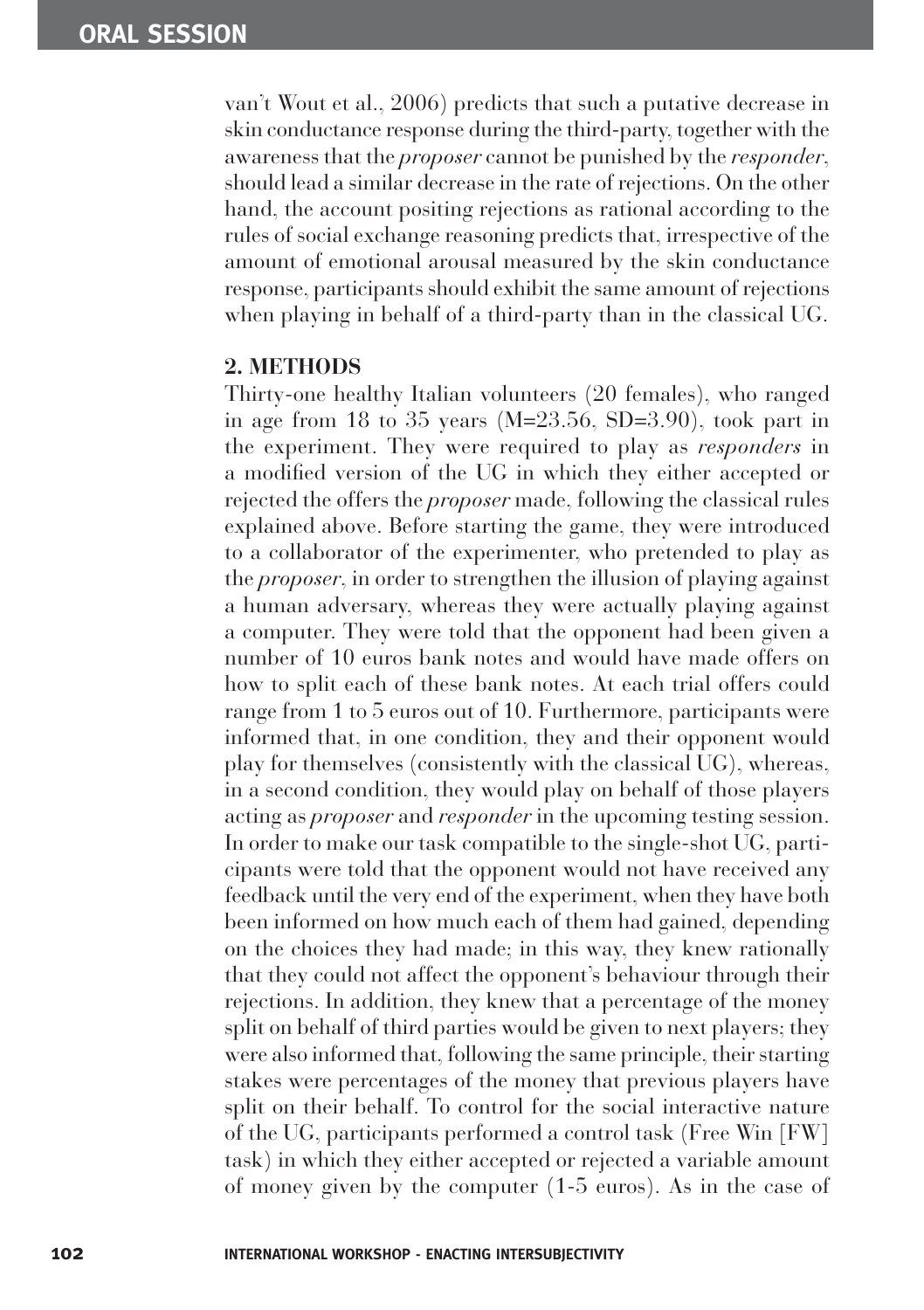van't Wout et al., 2006) predicts that such a putative decrease in skin conductance response during the third-party, together with the awareness that the *proposer* cannot be punished by the *responder*, should lead a similar decrease in the rate of rejections. On the other hand, the account positing rejections as rational according to the rules of social exchange reasoning predicts that, irrespective of the amount of emotional arousal measured by the skin conductance response, participants should exhibit the same amount of rejections when playing in behalf of a third-party than in the classical UG.

## 2. METHODS

Thirty-one healthy Italian volunteers (20 females), who ranged in age from 18 to 35 years (M=23.56, SD=3.90), took part in the experiment. They were required to play as *responders* in a modified version of the UG in which they either accepted or rejected the offers the *proposer* made, following the classical rules explained above. Before starting the game, they were introduced to a collaborator of the experimenter, who pretended to play as the *proposer*, in order to strengthen the illusion of playing against a human adversary, whereas they were actually playing against a computer. They were told that the opponent had been given a number of 10 euros bank notes and would have made offers on how to split each of these bank notes. At each trial offers could range from 1 to 5 euros out of 10. Furthermore, participants were informed that, in one condition, they and their opponent would play for themselves (consistently with the classical UG), whereas, in a second condition, they would play on behalf of those players acting as *proposer* and *responder* in the upcoming testing session. In order to make our task compatible to the single-shot UG, participants were told that the opponent would not have received any feedback until the very end of the experiment, when they have both been informed on how much each of them had gained, depending on the choices they had made; in this way, they knew rationally that they could not affect the opponent's behaviour through their rejections. In addition, they knew that a percentage of the money split on behalf of third parties would be given to next players; they were also informed that, following the same principle, their starting stakes were percentages of the money that previous players have split on their behalf. To control for the social interactive nature of the UG, participants performed a control task (Free Win [FW] task) in which they either accepted or rejected a variable amount of money given by the computer (1-5 euros). As in the case of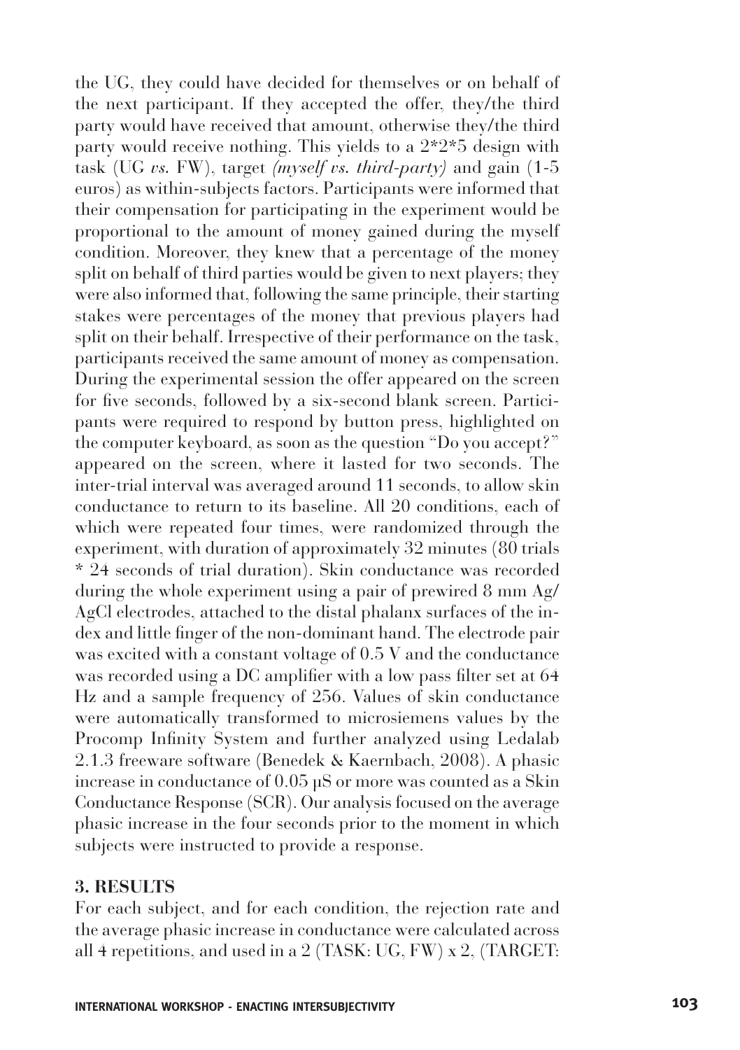the UG, they could have decided for themselves or on behalf of the next participant. If they accepted the offer, they/the third party would have received that amount, otherwise they/the third party would receive nothing. This yields to a 2*2*5 design with task (UG *vs.* FW), target *(myself vs. third-party)* and gain (1-5 euros) as within-subjects factors. Participants were informed that their compensation for participating in the experiment would be proportional to the amount of money gained during the myself condition. Moreover, they knew that a percentage of the money split on behalf of third parties would be given to next players; they were also informed that, following the same principle, their starting stakes were percentages of the money that previous players had split on their behalf. Irrespective of their performance on the task, participants received the same amount of money as compensation. During the experimental session the offer appeared on the screen for five seconds, followed by a six-second blank screen. Participants were required to respond by button press, highlighted on the computer keyboard, as soon as the question "Do you accept?" appeared on the screen, where it lasted for two seconds. The inter-trial interval was averaged around 11 seconds, to allow skin conductance to return to its baseline. All 20 conditions, each of which were repeated four times, were randomized through the experiment, with duration of approximately 32 minutes (80 trials * 24 seconds of trial duration). Skin conductance was recorded during the whole experiment using a pair of prewired 8 mm Ag/AgCl electrodes, attached to the distal phalanx surfaces of the index and little finger of the non-dominant hand. The electrode pair was excited with a constant voltage of 0.5 V and the conductance was recorded using a DC amplifier with a low pass filter set at 64 Hz and a sample frequency of 256. Values of skin conductance were automatically transformed to microsiemens values by the Procomp Infinity System and further analyzed using Ledalab 2.1.3 freeware software (Benedek & Kaernbach, 2008). A phasic increase in conductance of 0.05 μS or more was counted as a Skin Conductance Response (SCR). Our analysis focused on the average phasic increase in the four seconds prior to the moment in which subjects were instructed to provide a response.

## 3. RESULTS

For each subject, and for each condition, the rejection rate and the average phasic increase in conductance were calculated across all 4 repetitions, and used in a 2 (TASK: UG, FW) x 2, (TARGET: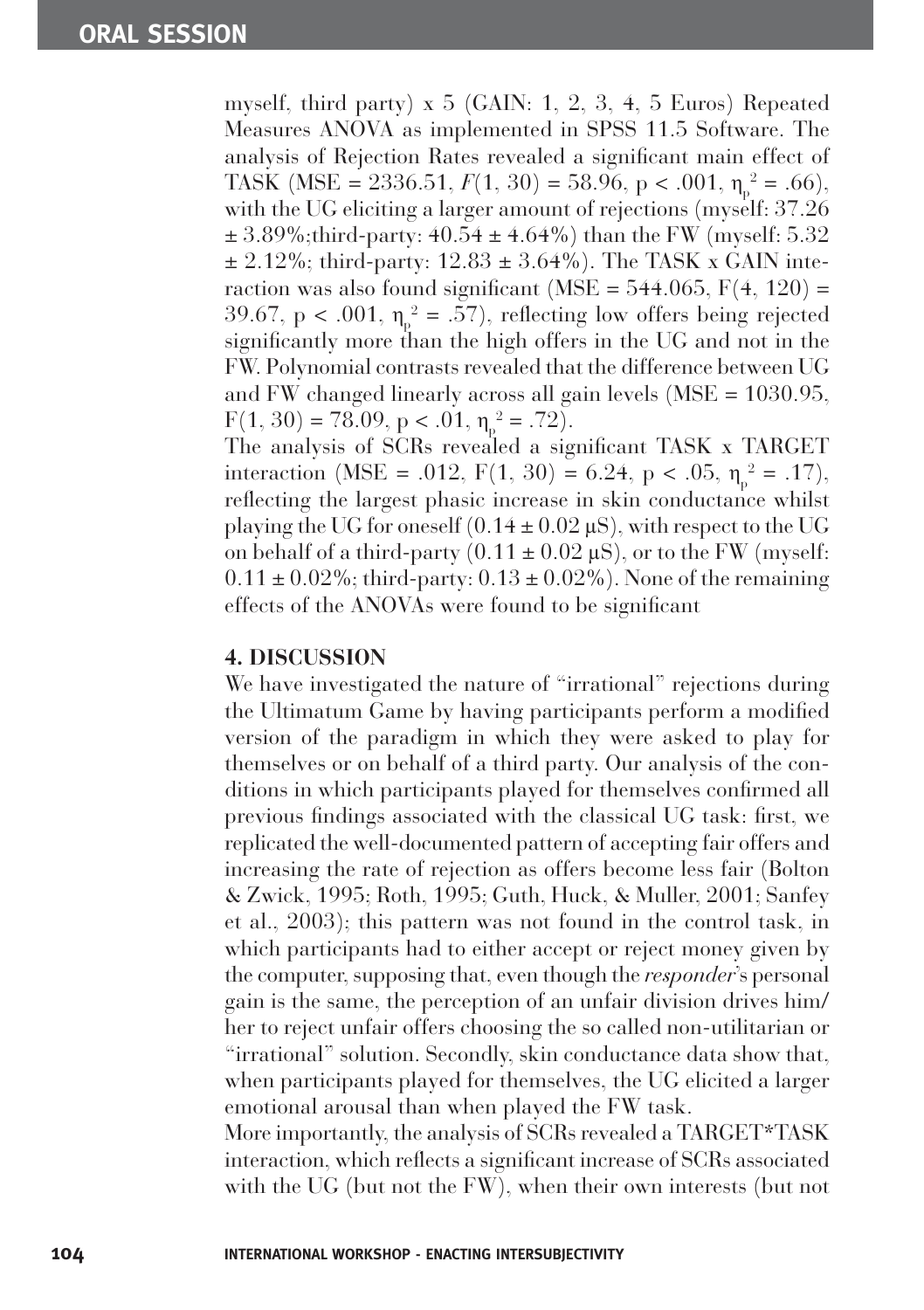myself, third party) x 5 (GAIN: 1, 2, 3, 4, 5 Euros) Repeated Measures ANOVA as implemented in SPSS 11.5 Software. The analysis of Rejection Rates revealed a significant main effect of TASK (MSE = 2336.51, $F(1, 30) = 58.96$, $p < .001$, $\eta_p^2 = .66$), with the UG eliciting a larger amount of rejections (myself: 37.26 ± 3.89%;third-party: 40.54 ± 4.64%) than the FW (myself: 5.32 ± 2.12%; third-party: 12.83 ± 3.64%). The TASK x GAIN interaction was also found significant (MSE = 544.065, $F(4, 120) = 39.67$, $p < .001$, $\eta_p^2 = .57$), reflecting low offers being rejected significantly more than the high offers in the UG and not in the FW. Polynomial contrasts revealed that the difference between UG and FW changed linearly across all gain levels (MSE = 1030.95, $F(1, 30) = 78.09$, $p < .01$, $\eta_p^2 = .72$).

The analysis of SCRs revealed a significant TASK x TARGET interaction (MSE = .012, $F(1, 30) = 6.24$, $p < .05$, $\eta_p^2 = .17$), reflecting the largest phasic increase in skin conductance whilst playing the UG for oneself (0.14 ± 0.02 μS), with respect to the UG on behalf of a third-party (0.11 ± 0.02 μS), or to the FW (myself: 0.11 ± 0.02%; third-party: 0.13 ± 0.02%). None of the remaining effects of the ANOVAs were found to be significant

## 4. DISCUSSION

We have investigated the nature of "irrational" rejections during the Ultimatum Game by having participants perform a modified version of the paradigm in which they were asked to play for themselves or on behalf of a third party. Our analysis of the conditions in which participants played for themselves confirmed all previous findings associated with the classical UG task: first, we replicated the well-documented pattern of accepting fair offers and increasing the rate of rejection as offers become less fair (Bolton & Zwick, 1995; Roth, 1995; Guth, Huck, & Muller, 2001; Sanfey et al., 2003); this pattern was not found in the control task, in which participants had to either accept or reject money given by the computer, supposing that, even though the *responder*'s personal gain is the same, the perception of an unfair division drives him/her to reject unfair offers choosing the so called non-utilitarian or "irrational" solution. Secondly, skin conductance data show that, when participants played for themselves, the UG elicited a larger emotional arousal than when played the FW task.

More importantly, the analysis of SCRs revealed a TARGET*TASK interaction, which reflects a significant increase of SCRs associated with the UG (but not the FW), when their own interests (but not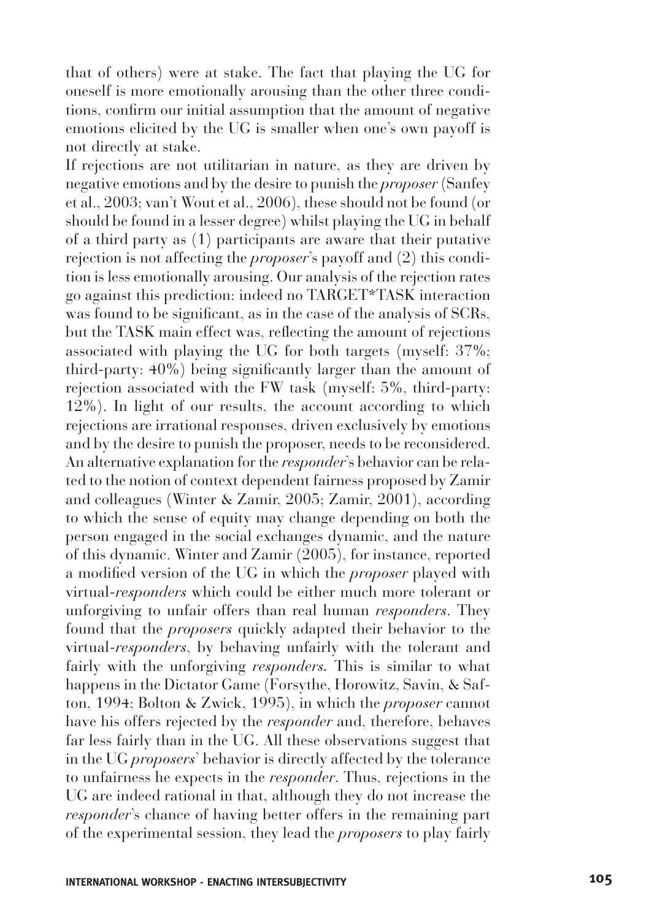that of others) were at stake. The fact that playing the UG for oneself is more emotionally arousing than the other three conditions, confirm our initial assumption that the amount of negative emotions elicited by the UG is smaller when one's own payoff is not directly at stake.

If rejections are not utilitarian in nature, as they are driven by negative emotions and by the desire to punish the *proposer* (Sanfey et al., 2003; van't Wout et al., 2006), these should not be found (or should be found in a lesser degree) whilst playing the UG in behalf of a third party as (1) participants are aware that their putative rejection is not affecting the *proposer*'s payoff and (2) this condition is less emotionally arousing. Our analysis of the rejection rates go against this prediction: indeed no TARGET*TASK interaction was found to be significant, as in the case of the analysis of SCRs, but the TASK main effect was, reflecting the amount of rejections associated with playing the UG for both targets (myself: 37%; third-party: 40%) being significantly larger than the amount of rejection associated with the FW task (myself: 5%, third-party: 12%). In light of our results, the account according to which rejections are irrational responses, driven exclusively by emotions and by the desire to punish the proposer, needs to be reconsidered. An alternative explanation for the *responder*'s behavior can be related to the notion of context dependent fairness proposed by Zamir and colleagues (Winter & Zamir, 2005; Zamir, 2001), according to which the sense of equity may change depending on both the person engaged in the social exchanges dynamic, and the nature of this dynamic. Winter and Zamir (2005), for instance, reported a modified version of the UG in which the *proposer* played with virtual-*responders* which could be either much more tolerant or unforgiving to unfair offers than real human *responders*. They found that the *proposers* quickly adapted their behavior to the virtual-*responders*, by behaving unfairly with the tolerant and fairly with the unforgiving *responders.* This is similar to what happens in the Dictator Game (Forsythe, Horowitz, Savin, & Safton, 1994; Bolton & Zwick, 1995), in which the *proposer* cannot have his offers rejected by the *responder* and, therefore, behaves far less fairly than in the UG. All these observations suggest that in the UG *proposers*' behavior is directly affected by the tolerance to unfairness he expects in the *responder*. Thus, rejections in the UG are indeed rational in that, although they do not increase the *responder*'s chance of having better offers in the remaining part of the experimental session, they lead the *proposers* to play fairly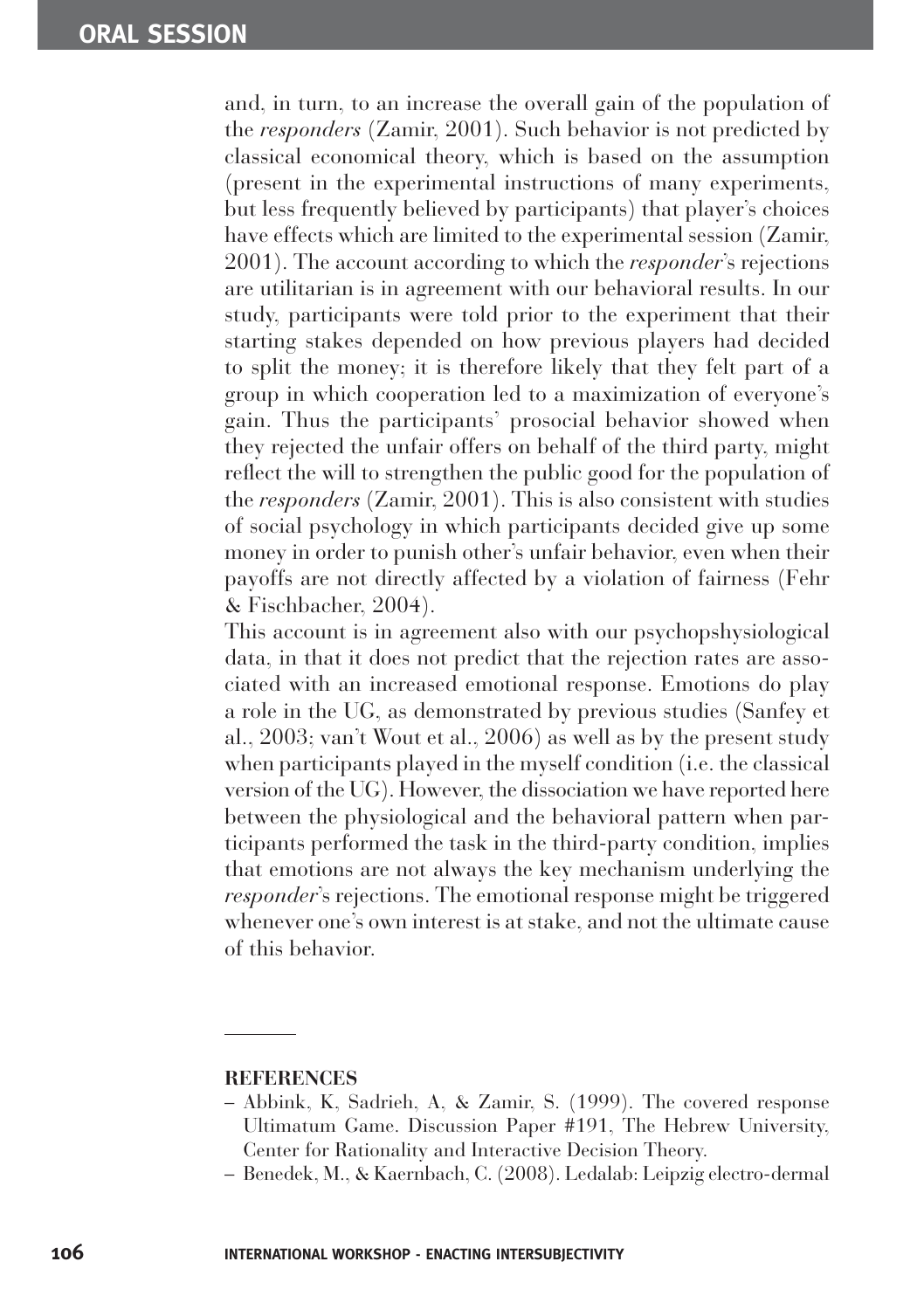and, in turn, to an increase the overall gain of the population of the *responders* (Zamir, 2001). Such behavior is not predicted by classical economical theory, which is based on the assumption (present in the experimental instructions of many experiments, but less frequently believed by participants) that player's choices have effects which are limited to the experimental session (Zamir, 2001). The account according to which the *responder*'s rejections are utilitarian is in agreement with our behavioral results. In our study, participants were told prior to the experiment that their starting stakes depended on how previous players had decided to split the money; it is therefore likely that they felt part of a group in which cooperation led to a maximization of everyone's gain. Thus the participants' prosocial behavior showed when they rejected the unfair offers on behalf of the third party, might reflect the will to strengthen the public good for the population of the *responders* (Zamir, 2001). This is also consistent with studies of social psychology in which participants decided give up some money in order to punish other's unfair behavior, even when their payoffs are not directly affected by a violation of fairness (Fehr & Fischbacher, 2004).

This account is in agreement also with our psychopshysiological data, in that it does not predict that the rejection rates are associated with an increased emotional response. Emotions do play a role in the UG, as demonstrated by previous studies (Sanfey et al., 2003; van't Wout et al., 2006) as well as by the present study when participants played in the myself condition (i.e. the classical version of the UG). However, the dissociation we have reported here between the physiological and the behavioral pattern when participants performed the task in the third-party condition, implies that emotions are not always the key mechanism underlying the *responder*'s rejections. The emotional response might be triggered whenever one's own interest is at stake, and not the ultimate cause of this behavior.

## REFERENCES

- Abbink, K, Sadrieh, A, & Zamir, S. (1999). The covered response Ultimatum Game. Discussion Paper #191, The Hebrew University, Center for Rationality and Interactive Decision Theory.
- Benedek, M., & Kaernbach, C. (2008). Ledalab: Leipzig electro-dermal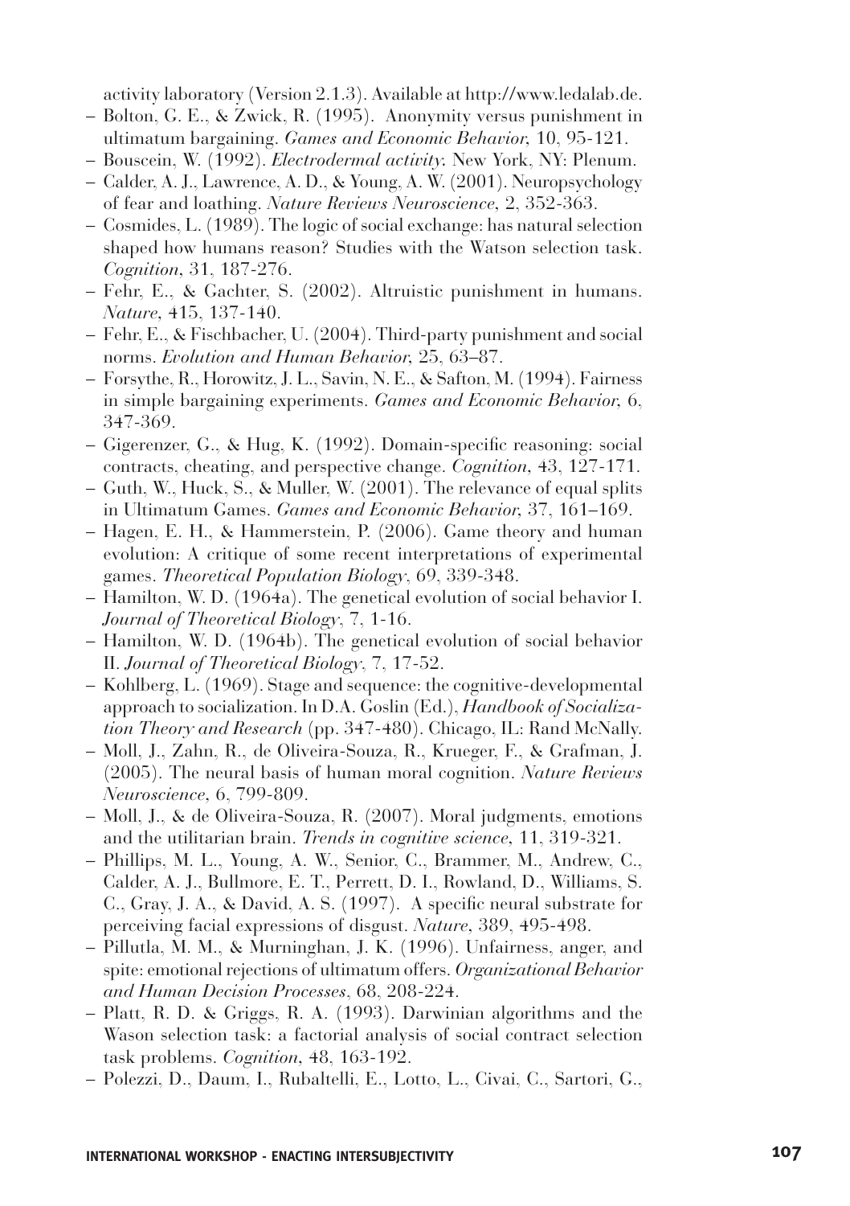activity laboratory (Version 2.1.3). Available at http://www.ledalab.de.

- Bolton, G. E., & Zwick, R. (1995). Anonymity versus punishment in ultimatum bargaining. *Games and Economic Behavior*, 10, 95-121.
- Bouscein, W. (1992). *Electrodermal activity*. New York, NY: Plenum.
- Calder, A. J., Lawrence, A. D., & Young, A. W. (2001). Neuropsychology of fear and loathing. *Nature Reviews Neuroscience*, 2, 352-363.
- Cosmides, L. (1989). The logic of social exchange: has natural selection shaped how humans reason? Studies with the Watson selection task. *Cognition*, 31, 187-276.
- Fehr, E., & Gachter, S. (2002). Altruistic punishment in humans. *Nature*, 415, 137-140.
- Fehr, E., & Fischbacher, U. (2004). Third-party punishment and social norms. *Evolution and Human Behavior*, 25, 63–87.
- Forsythe, R., Horowitz, J. L., Savin, N. E., & Safton, M. (1994). Fairness in simple bargaining experiments. *Games and Economic Behavior*, 6, 347-369.
- Gigerenzer, G., & Hug, K. (1992). Domain-specific reasoning: social contracts, cheating, and perspective change. *Cognition*, 43, 127-171.
- Guth, W., Huck, S., & Muller, W. (2001). The relevance of equal splits in Ultimatum Games. *Games and Economic Behavior*, 37, 161–169.
- Hagen, E. H., & Hammerstein, P. (2006). Game theory and human evolution: A critique of some recent interpretations of experimental games. *Theoretical Population Biology*, 69, 339-348.
- Hamilton, W. D. (1964a). The genetical evolution of social behavior I. *Journal of Theoretical Biology*, 7, 1-16.
- Hamilton, W. D. (1964b). The genetical evolution of social behavior II. *Journal of Theoretical Biology*, 7, 17-52.
- Kohlberg, L. (1969). Stage and sequence: the cognitive-developmental approach to socialization. In D.A. Goslin (Ed.), *Handbook of Socialization Theory and Research* (pp. 347-480). Chicago, IL: Rand McNally.
- Moll, J., Zahn, R., de Oliveira-Souza, R., Krueger, F., & Grafman, J. (2005). The neural basis of human moral cognition. *Nature Reviews Neuroscience*, 6, 799-809.
- Moll, J., & de Oliveira-Souza, R. (2007). Moral judgments, emotions and the utilitarian brain. *Trends in cognitive science*, 11, 319-321.
- Phillips, M. L., Young, A. W., Senior, C., Brammer, M., Andrew, C., Calder, A. J., Bullmore, E. T., Perrett, D. I., Rowland, D., Williams, S. C., Gray, J. A., & David, A. S. (1997). A specific neural substrate for perceiving facial expressions of disgust. *Nature*, 389, 495-498.
- Pillutla, M. M., & Murninghan, J. K. (1996). Unfairness, anger, and spite: emotional rejections of ultimatum offers. *Organizational Behavior and Human Decision Processes*, 68, 208-224.
- Platt, R. D. & Griggs, R. A. (1993). Darwinian algorithms and the Wason selection task: a factorial analysis of social contract selection task problems. *Cognition*, 48, 163-192.
- Polezzi, D., Daum, I., Rubaltelli, E., Lotto, L., Civai, C., Sartori, G.,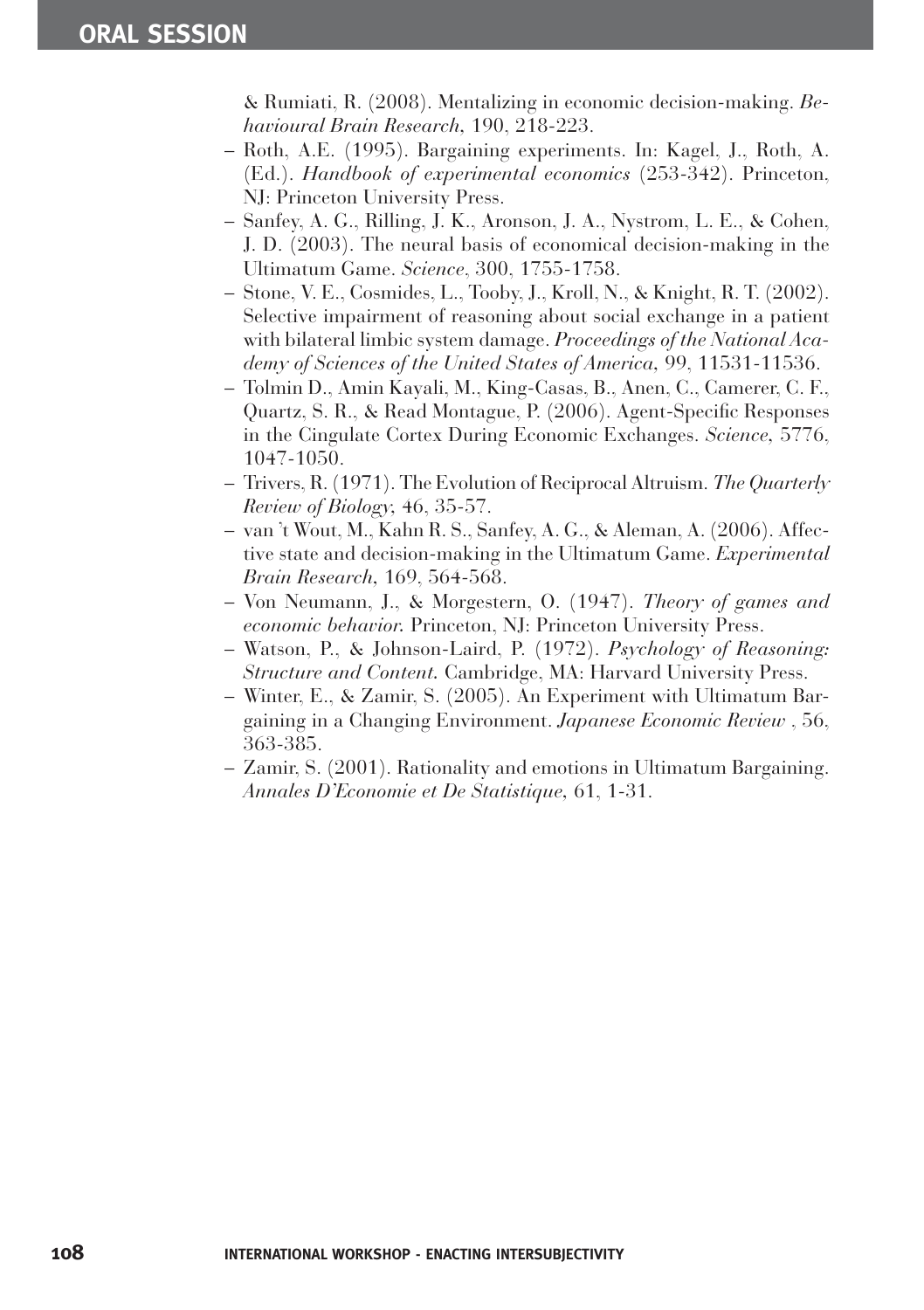& Rumiati, R. (2008). Mentalizing in economic decision-making. *Behavioural Brain Research*, 190, 218-223.

- Roth, A.E. (1995). Bargaining experiments. In: Kagel, J., Roth, A. (Ed.). *Handbook of experimental economics* (253-342). Princeton, NJ: Princeton University Press.
- Sanfey, A. G., Rilling, J. K., Aronson, J. A., Nystrom, L. E., & Cohen, J. D. (2003). The neural basis of economical decision-making in the Ultimatum Game. *Science*, 300, 1755-1758.
- Stone, V. E., Cosmides, L., Tooby, J., Kroll, N., & Knight, R. T. (2002). Selective impairment of reasoning about social exchange in a patient with bilateral limbic system damage. *Proceedings of the National Academy of Sciences of the United States of America*, 99, 11531-11536.
- Tolmin D., Amin Kayali, M., King-Casas, B., Anen, C., Camerer, C. F., Quartz, S. R., & Read Montague, P. (2006). Agent-Specific Responses in the Cingulate Cortex During Economic Exchanges. *Science*, 5776, 1047-1050.
- Trivers, R. (1971). The Evolution of Reciprocal Altruism. *The Quarterly Review of Biology*, 46, 35-57.
- van 't Wout, M., Kahn R. S., Sanfey, A. G., & Aleman, A. (2006). Affective state and decision-making in the Ultimatum Game. *Experimental Brain Research*, 169, 564-568.
- Von Neumann, J., & Morgestern, O. (1947). *Theory of games and economic behavior.* Princeton, NJ: Princeton University Press.
- Watson, P., & Johnson-Laird, P. (1972). *Psychology of Reasoning: Structure and Content.* Cambridge, MA: Harvard University Press.
- Winter, E., & Zamir, S. (2005). An Experiment with Ultimatum Bargaining in a Changing Environment. *Japanese Economic Review* , 56, 363-385.
- Zamir, S. (2001). Rationality and emotions in Ultimatum Bargaining. *Annales D'Economie et De Statistique*, 61, 1-31.